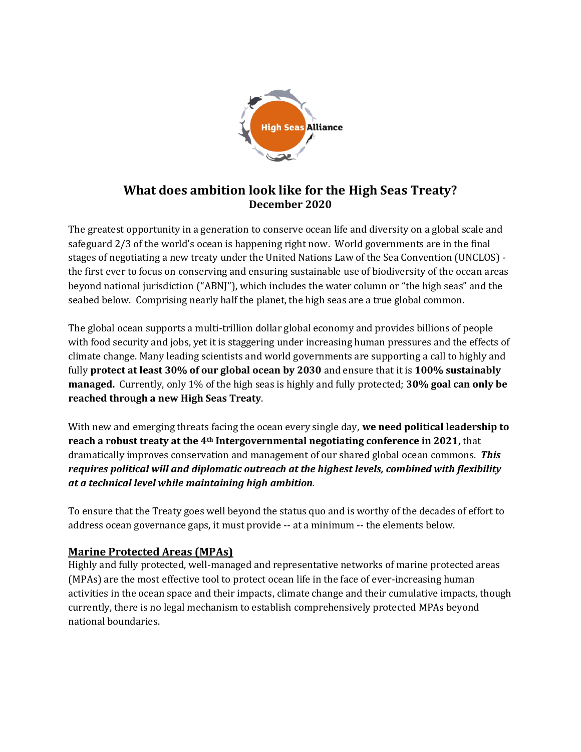# What does ambition look like for the High Seas Treaty?

**December 2020**

The greatest opportunity in a generation to conserve ocean life and diversity on a global scale and safeguard 2/3 of the world's ocean is happening right now. World governments are in the final stages of negotiating a new treaty under the United Nations Law of the Sea Convention (UNCLOS) - the first ever to focus on conserving and ensuring sustainable use of biodiversity of the ocean areas beyond national jurisdiction ("ABNJ"), which includes the water column or "the high seas" and the seabed below. Comprising nearly half the planet, the high seas are a true global common.

The global ocean supports a multi-trillion dollar global economy and provides billions of people with food security and jobs, yet it is staggering under increasing human pressures and the effects of climate change. Many leading scientists and world governments are supporting a call to highly and fully **protect at least 30% of our global ocean by 2030** and ensure that it is **100% sustainably managed.** Currently, only 1% of the high seas is highly and fully protected; **30% goal can only be reached through a new High Seas Treaty**.

With new and emerging threats facing the ocean every single day, **we need political leadership to reach a robust treaty at the 4th Intergovernmental negotiating conference in 2021,** that dramatically improves conservation and management of our shared global ocean commons. ***This requires political will and diplomatic outreach at the highest levels, combined with flexibility at a technical level while maintaining high ambition*.**

To ensure that the Treaty goes well beyond the status quo and is worthy of the decades of effort to address ocean governance gaps, it must provide -- at a minimum -- the elements below.

## Marine Protected Areas (MPAs)

Highly and fully protected, well-managed and representative networks of marine protected areas (MPAs) are the most effective tool to protect ocean life in the face of ever-increasing human activities in the ocean space and their impacts, climate change and their cumulative impacts, though currently, there is no legal mechanism to establish comprehensively protected MPAs beyond national boundaries.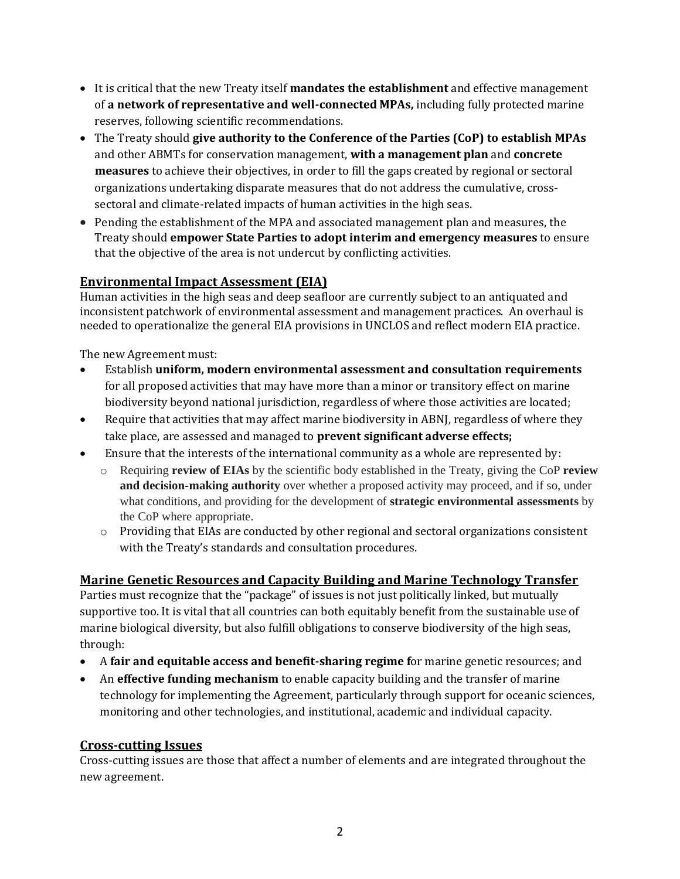- It is critical that the new Treaty itself **mandates the establishment** and effective management of **a network of representative and well-connected MPAs,** including fully protected marine reserves, following scientific recommendations.
- The Treaty should **give authority to the Conference of the Parties (CoP) to establish MPAs** and other ABMTs for conservation management, **with a management plan** and **concrete measures** to achieve their objectives, in order to fill the gaps created by regional or sectoral organizations undertaking disparate measures that do not address the cumulative, cross-sectoral and climate-related impacts of human activities in the high seas.
- Pending the establishment of the MPA and associated management plan and measures, the Treaty should **empower State Parties to adopt interim and emergency measures** to ensure that the objective of the area is not undercut by conflicting activities.

## Environmental Impact Assessment (EIA)

Human activities in the high seas and deep seafloor are currently subject to an antiquated and inconsistent patchwork of environmental assessment and management practices. An overhaul is needed to operationalize the general EIA provisions in UNCLOS and reflect modern EIA practice.

The new Agreement must:

- Establish **uniform, modern environmental assessment and consultation requirements** for all proposed activities that may have more than a minor or transitory effect on marine biodiversity beyond national jurisdiction, regardless of where those activities are located;
- Require that activities that may affect marine biodiversity in ABNJ, regardless of where they take place, are assessed and managed to **prevent significant adverse effects;**
- Ensure that the interests of the international community as a whole are represented by:
    - Requiring **review of EIAs** by the scientific body established in the Treaty, giving the CoP **review and decision-making authority** over whether a proposed activity may proceed, and if so, under what conditions, and providing for the development of **strategic environmental assessments** by the CoP where appropriate.
    - Providing that EIAs are conducted by other regional and sectoral organizations consistent with the Treaty's standards and consultation procedures.

## Marine Genetic Resources and Capacity Building and Marine Technology Transfer

Parties must recognize that the "package" of issues is not just politically linked, but mutually supportive too. It is vital that all countries can both equitably benefit from the sustainable use of marine biological diversity, but also fulfill obligations to conserve biodiversity of the high seas, through:

- A **fair and equitable access and benefit-sharing regime f**or marine genetic resources; and
- An **effective funding mechanism** to enable capacity building and the transfer of marine technology for implementing the Agreement, particularly through support for oceanic sciences, monitoring and other technologies, and institutional, academic and individual capacity.

## Cross-cutting Issues

Cross-cutting issues are those that affect a number of elements and are integrated throughout the new agreement.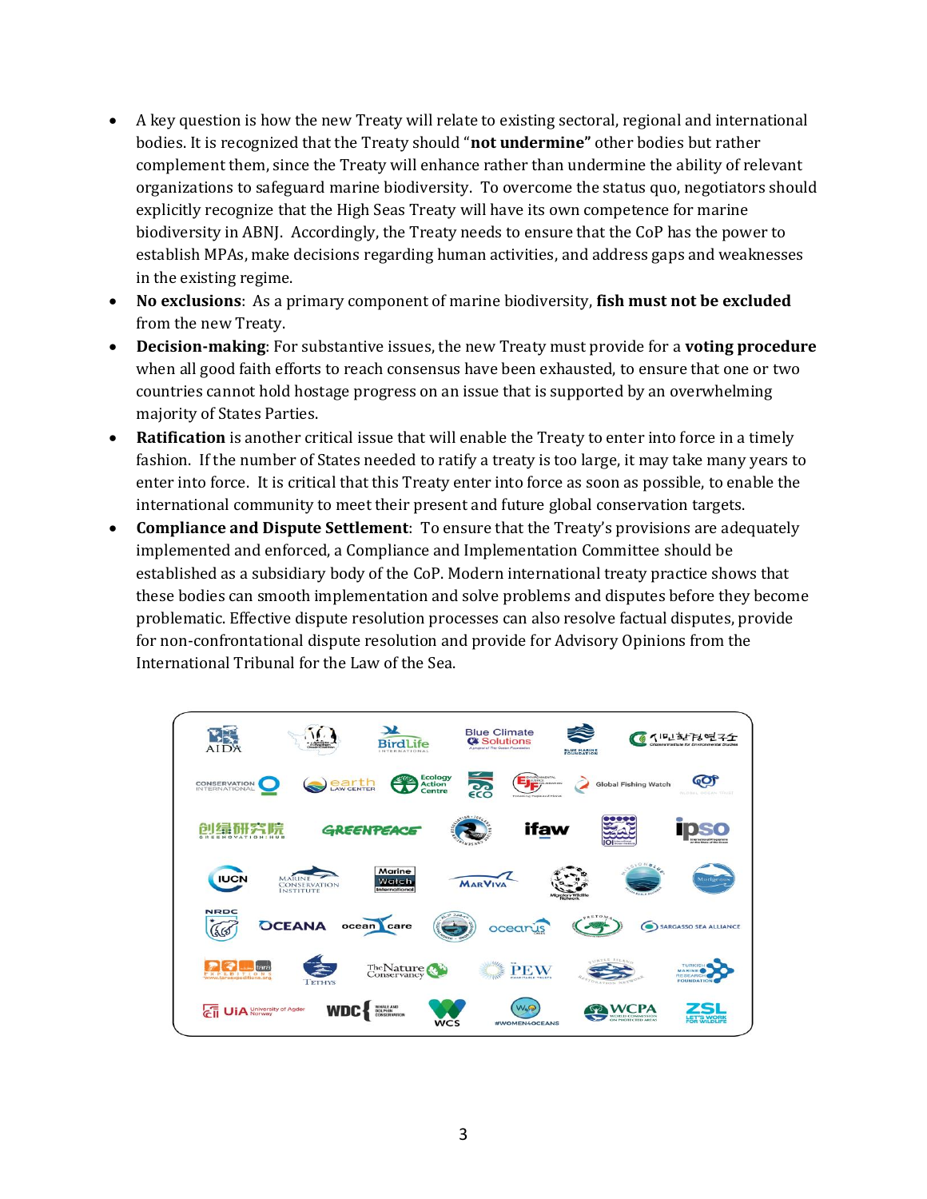- A key question is how the new Treaty will relate to existing sectoral, regional and international bodies. It is recognized that the Treaty should "**not undermine"** other bodies but rather complement them, since the Treaty will enhance rather than undermine the ability of relevant organizations to safeguard marine biodiversity. To overcome the status quo, negotiators should explicitly recognize that the High Seas Treaty will have its own competence for marine biodiversity in ABNJ. Accordingly, the Treaty needs to ensure that the CoP has the power to establish MPAs, make decisions regarding human activities, and address gaps and weaknesses in the existing regime.
- **No exclusions**: As a primary component of marine biodiversity, **fish must not be excluded** from the new Treaty.
- **Decision-making**: For substantive issues, the new Treaty must provide for a **voting procedure** when all good faith efforts to reach consensus have been exhausted, to ensure that one or two countries cannot hold hostage progress on an issue that is supported by an overwhelming majority of States Parties.
- **Ratification** is another critical issue that will enable the Treaty to enter into force in a timely fashion. If the number of States needed to ratify a treaty is too large, it may take many years to enter into force. It is critical that this Treaty enter into force as soon as possible, to enable the international community to meet their present and future global conservation targets.
- **Compliance and Dispute Settlement**: To ensure that the Treaty's provisions are adequately implemented and enforced, a Compliance and Implementation Committee should be established as a subsidiary body of the CoP. Modern international treaty practice shows that these bodies can smooth implementation and solve problems and disputes before they become problematic. Effective dispute resolution processes can also resolve factual disputes, provide for non-confrontational dispute resolution and provide for Advisory Opinions from the International Tribunal for the Law of the Sea.